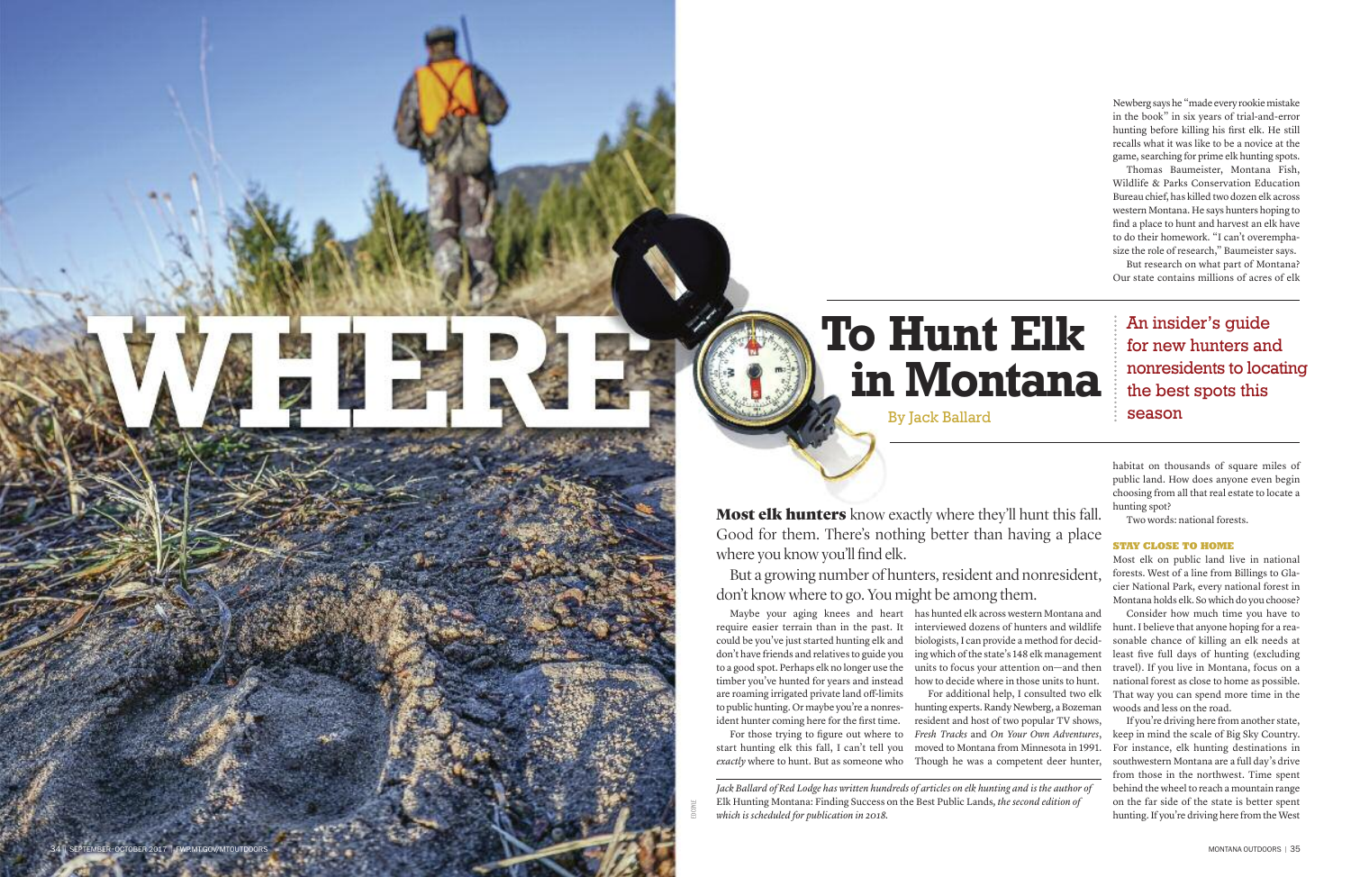# WHERE To Hunt Elk in Montana

By Jack Ballard

An insider's guide for new hunters and nonresidents to locating the best spots this season

**Most elk hunters** know exactly where they'll hunt this fall. Good for them. There's nothing better than having a place where you know you'll find elk.

But a growing number of hunters, resident and nonresident, don't know where to go. You might be among them.

Maybe your aging knees and heart require easier terrain than in the past. It could be you've just started hunting elk and don't have friends and relatives to guide you to a good spot. Perhaps elk no longer use the timber you've hunted for years and instead are roaming irrigated private land off-limits to public hunting. Or maybe you're a nonresident hunter coming here for the first time.

For those trying to figure out where to start hunting elk this fall, I can't tell you *exactly* where to hunt. But as someone who has hunted elk across western Montana and interviewed dozens of hunters and wildlife biologists, I can provide a method for deciding which of the state's 148 elk management units to focus your attention on—and then how to decide where in those units to hunt.

For additional help, I consulted two elk hunting experts. Randy Newberg, a Bozeman resident and host of two popular TV shows, *Fresh Tracks* and *On Your Own Adventures*, moved to Montana from Minnesota in 1991. Though he was a competent deer hunter, Newberg says he "made every rookie mistake in the book" in six years of trial-and-error hunting before killing his first elk. He still recalls what it was like to be a novice at the game, searching for prime elk hunting spots.

Thomas Baumeister, Montana Fish, Wildlife & Parks Conservation Education Bureau chief, has killed two dozen elk across western Montana. He says hunters hoping to find a place to hunt and harvest an elk have to do their homework. "I can't overemphasize the role of research," Baumeister says.

But research on what part of Montana? Our state contains millions of acres of elk habitat on thousands of square miles of public land. How does anyone even begin choosing from all that real estate to locate a hunting spot?

Two words: national forests.

### STAY CLOSE TO HOME

Most elk on public land live in national forests. West of a line from Billings to Glacier National Park, every national forest in Montana holds elk. So which do you choose?

Consider how much time you have to hunt. I believe that anyone hoping for a reasonable chance of killing an elk needs at least five full days of hunting (excluding travel). If you live in Montana, focus on a national forest as close to home as possible. That way you can spend more time in the woods and less on the road.

If you're driving here from another state, keep in mind the scale of Big Sky Country. For instance, elk hunting destinations in southwestern Montana are a full day's drive from those in the northwest. Time spent behind the wheel to reach a mountain range on the far side of the state is better spent hunting. If you're driving here from the West

*Jack Ballard of Red Lodge has written hundreds of articles on elk hunting and is the author of* Elk Hunting Montana: Finding Success on the Best Public Lands, *the second edition of which is scheduled for publication in 2018.*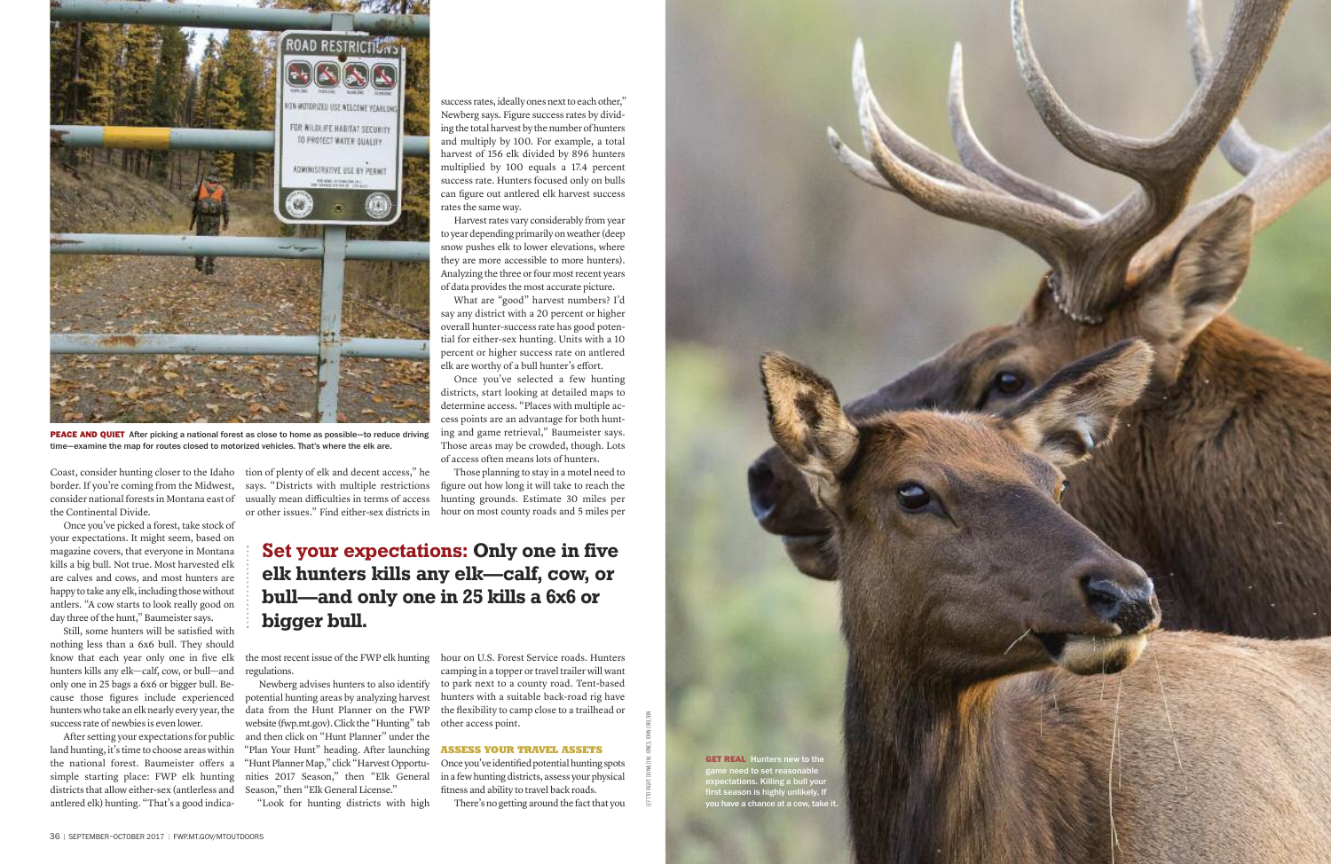**PEACE AND QUIET** After picking a national forest as close to home as possible—to reduce driving time—examine the map for routes closed to motorized vehicles. That's where the elk are.

Coast, consider hunting closer to the Idaho border. If you're coming from the Midwest, consider national forests in Montana east of the Continental Divide.

Once you've picked a forest, take stock of your expectations. It might seem, based on magazine covers, that everyone in Montana kills a big bull. Not true. Most harvested elk are calves and cows, and most hunters are happy to take any elk, including those without antlers. "A cow starts to look really good on day three of the hunt," Baumeister says.

Still, some hunters will be satisfied with nothing less than a 6x6 bull. They should know that each year only one in five elk hunters kills any elk—calf, cow, or bull—and only one in 25 bags a 6x6 or bigger bull. Because those figures include experienced hunters who take an elk nearly every year, the success rate of newbies is even lower.

After setting your expectations for public land hunting, it's time to choose areas within the national forest. Baumeister offers a simple starting place: FWP elk hunting districts that allow either-sex (antlerless and antlered elk) hunting. "That's a good indication of plenty of elk and decent access," he says. "Districts with multiple restrictions usually mean difficulties in terms of access or other issues." Find either-sex districts in the most recent issue of the FWP elk hunting regulations.

Newberg advises hunters to also identify potential hunting areas by analyzing harvest data from the Hunt Planner on the FWP website (fwp.mt.gov). Click the "Hunting" tab and then click on "Hunt Planner" under the "Plan Your Hunt" heading. After launching "Hunt Planner Map," click "Harvest Opportunities 2017 Season," then "Elk General Season," then "Elk General License."

"Look for hunting districts with high success rates, ideally ones next to each other," Newberg says. Figure success rates by dividing the total harvest by the number of hunters and multiply by 100. For example, a total harvest of 156 elk divided by 896 hunters multiplied by 100 equals a 17.4 percent success rate. Hunters focused only on bulls can figure out antlered elk harvest success rates the same way.

Harvest rates vary considerably from year to year depending primarily on weather (deep snow pushes elk to lower elevations, where they are more accessible to more hunters). Analyzing the three or four most recent years of data provides the most accurate picture.

What are "good" harvest numbers? I'd say any district with a 20 percent or higher overall hunter-success rate has good potential for either-sex hunting. Units with a 10 percent or higher success rate on antlered elk are worthy of a bull hunter's effort.

Once you've selected a few hunting districts, start looking at detailed maps to determine access. "Places with multiple access points are an advantage for both hunting and game retrieval," Baumeister says. Those areas may be crowded, though. Lots of access often means lots of hunters.

Those planning to stay in a motel need to figure out how long it will take to reach the hunting grounds. Estimate 30 miles per hour on most county roads and 5 miles per hour on U.S. Forest Service roads. Hunters camping in a topper or travel trailer will want to park next to a county road. Tent-based hunters with a suitable back-road rig have the flexibility to camp close to a trailhead or other access point.

> **Set your expectations: Only one in five elk hunters kills any elk—calf, cow, or bull—and only one in 25 kills a 6x6 or bigger bull.**

## ASSESS YOUR TRAVEL ASSETS

Once you've identified potential hunting spots in a few hunting districts, assess your physical fitness and ability to travel back roads.

There's no getting around the fact that you

**GET REAL** Hunters new to the game need to set reasonable expectations. Killing a bull your first season is highly unlikely. If you have a chance at a cow, take it.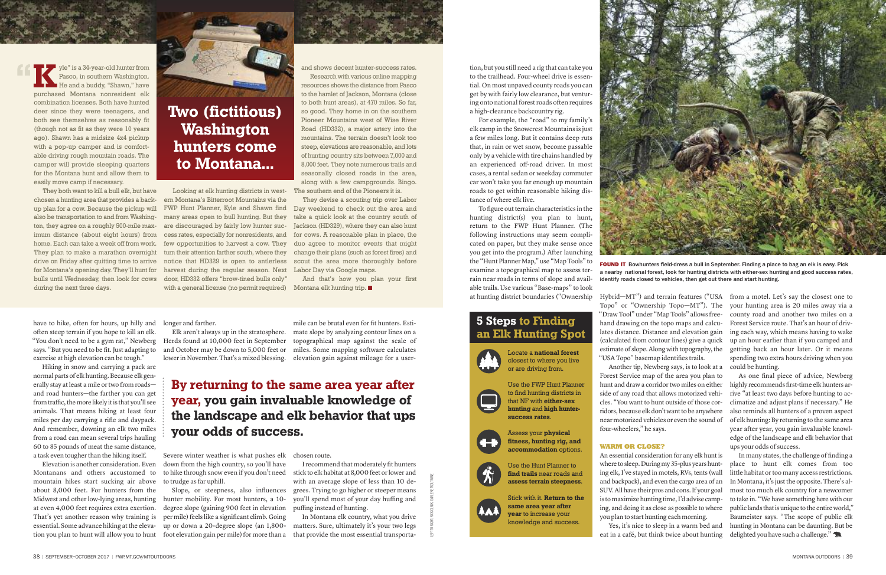## Two (fictitious) Washington hunters come to Montana...

"Kyle" is a 34-year-old hunter from Pasco, in southern Washington. He and a buddy, "Shawn," have purchased Montana nonresident elk combination licenses. Both have hunted deer since they were teenagers, and both see themselves as reasonably fit (though not as fit as they were 10 years ago). Shawn has a midsize 4x4 pickup with a pop-up camper and is comfortable driving rough mountain roads. The camper will provide sleeping quarters for the Montana hunt and allow them to easily move camp if necessary.

They both want to kill a bull elk, but have chosen a hunting area that provides a backup plan for a cow. Because the pickup will also be transportation to and from Washington, they agree on a roughly 500-mile maximum distance (about eight hours) from home. Each can take a week off from work. They plan to make a marathon overnight drive on Friday after quitting time to arrive for Montana's opening day. They'll hunt for bulls until Wednesday, then look for cows during the next three days.

Looking at elk hunting districts in western Montana's Bitterroot Mountains via the FWP Hunt Planner, Kyle and Shawn find many areas open to bull hunting. But they are discouraged by fairly low hunter success rates, especially for nonresidents, and few opportunities to harvest a cow. They turn their attention farther south, where they notice that HD329 is open to antlerless harvest during the regular season. Next door, HD332 offers "brow-tined bulls only" with a general license (no permit required) and shows decent hunter-success rates.

Research with various online mapping resources shows the distance from Pasco to the hamlet of Jackson, Montana (close to both hunt areas), at 470 miles. So far, so good. They home in on the southern Pioneer Mountains west of Wise River Road (HD332), a major artery into the mountains. The terrain doesn't look too steep, elevations are reasonable, and lots of hunting country sits between 7,000 and 8,000 feet. They note numerous trails and seasonally closed roads in the area, along with a few campgrounds. Bingo. The southern end of the Pioneers it is.

They devise a scouting trip over Labor Day weekend to check out the area and take a quick look at the country south of Jackson (HD329), where they can also hunt for cows. A reasonable plan in place, the duo agree to monitor events that might change their plans (such as forest fires) and scout the area more thoroughly before Labor Day via Google maps.

And that's how you plan your first Montana elk hunting trip. ■

have to hike, often for hours, up hilly and often steep terrain if you hope to kill an elk. "You don't need to be a gym rat," Newberg says. "But you need to be fit. Just adapting to exercise at high elevation can be tough."

Hiking in snow and carrying a pack are normal parts of elk hunting. Because elk generally stay at least a mile or two from roads—and road hunters—the farther you can get from traffic, the more likely it is that you'll see animals. That means hiking at least four miles per day carrying a rifle and daypack. And remember, downing an elk two miles from a road can mean several trips hauling 60 to 85 pounds of meat the same distance, a task even tougher than the hiking itself.

Elevation is another consideration. Even Montanans and others accustomed to mountain hikes start sucking air above about 8,000 feet. For hunters from the Midwest and other low-lying areas, hunting at even 4,000 feet requires extra exertion. That's yet another reason why training is essential. Some advance hiking at the elevation you plan to hunt will allow you to hunt longer and farther.

Elk aren't always up in the stratosphere. Herds found at 10,000 feet in September and October may be down to 5,000 feet or lower in November. That's a mixed blessing. Severe winter weather is what pushes elk down from the high country, so you'll have to hike through snow even if you don't need to trudge as far uphill.

Slope, or steepness, also influences hunter mobility. For most hunters, a 10-degree slope (gaining 900 feet in elevation per mile) feels like a significant climb. Going up or down a 20-degree slope (an 1,800-foot elevation gain per mile) for more than a mile can be brutal even for fit hunters. Estimate slope by analyzing contour lines on a topographical map against the scale of miles. Some mapping software calculates elevation gain against mileage for a user-chosen route.

> **By returning to the same area year after year, you gain invaluable knowledge of the landscape and elk behavior that ups your odds of success.**

I recommend that moderately fit hunters stick to elk habitat at 8,000 feet or lower and with an average slope of less than 10 degrees. Trying to go higher or steeper means you'll spend most of your day huffing and puffing instead of hunting.

In Montana elk country, what you drive matters. Sure, ultimately it's your two legs that provide the most essential transportation, but you still need a rig that can take you to the trailhead. Four-wheel drive is essential. On most unpaved county roads you can get by with fairly low clearance, but venturing onto national forest roads often requires a high-clearance backcountry rig.

For example, the "road" to my family's elk camp in the Snowcrest Mountains is just a few miles long. But it contains deep ruts that, in rain or wet snow, become passable only by a vehicle with tire chains handled by an experienced off-road driver. In most cases, a rental sedan or weekday commuter car won't take you far enough up mountain roads to get within reasonable hiking distance of where elk live.

To figure out terrain characteristics in the hunting district(s) you plan to hunt, return to the FWP Hunt Planner. (The following instructions may seem complicated on paper, but they make sense once you get into the program.) After launching the "Hunt Planner Map," use "Map Tools" to examine a topographical map to assess terrain near roads in terms of slope and available trails. Use various "Base-maps" to look at hunting district boundaries ("Ownership Hybrid—MT") and terrain features ("USA Topo" or "Ownership Topo—MT"). The "Draw Tool" under "Map Tools" allows freehand drawing on the topo maps and calculates distance. Distance and elevation gain (calculated from contour lines) give a quick estimate of slope. Along with topography, the "USA Topo" basemap identifies trails.

Another tip, Newberg says, is to look at a Forest Service map of the area you plan to hunt and draw a corridor two miles on either side of any road that allows motorized vehicles. "You want to hunt outside of those corridors, because elk don't want to be anywhere near motorized vehicles or even the sound of four-wheelers," he says.

**FOUND IT** Bowhunters field-dress a bull in September. Finding a place to bag an elk is easy. Pick a nearby national forest, look for hunting districts with either-sex hunting and good success rates, identify roads closed to vehicles, then get out there and start hunting.

### 5 Steps to Finding an Elk Hunting Spot

1. Locate a **national forest** closest to where you live or are driving from.
2. Use the FWP Hunt Planner to find hunting districts in that NF with **either-sex hunting** and **high hunter-success rates**.
3. Assess your **physical fitness, hunting rig, and accommodation** options.
4. Use the Hunt Planner to **find trails** near roads and **assess terrain steepness**.
5. Stick with it. **Return to the same area year after year** to increase your knowledge and success.

### WARM OR CLOSE?

An essential consideration for any elk hunt is where to sleep. During my 35-plus years hunting elk, I've stayed in motels, RVs, tents (wall and backpack), and even the cargo area of an SUV. All have their pros and cons. If your goal is to maximize hunting time, I'd advise camping, and doing it as close as possible to where you plan to start hunting each morning.

Yes, it's nice to sleep in a warm bed and eat in a café, but think twice about hunting from a motel. Let's say the closest one to your hunting area is 20 miles away via a county road and another two miles on a Forest Service route. That's an hour of driving each way, which means having to wake up an hour earlier than if you camped and getting back an hour later. Or it means spending two extra hours driving when you could be hunting.

As one final piece of advice, Newberg highly recommends first-time elk hunters arrive "at least two days before hunting to acclimatize and adjust plans if necessary." He also reminds all hunters of a proven aspect of elk hunting: By returning to the same area year after year, you gain invaluable knowledge of the landscape and elk behavior that ups your odds of success.

In many states, the challenge of finding a place to hunt elk comes from too little habitat or too many access restrictions. In Montana, it's just the opposite. There's almost too much elk country for a newcomer to take in. "We have something here with our public lands that is unique to the entire world," Baumeister says. "The scope of public elk hunting in Montana can be daunting. But be delighted you have such a challenge."